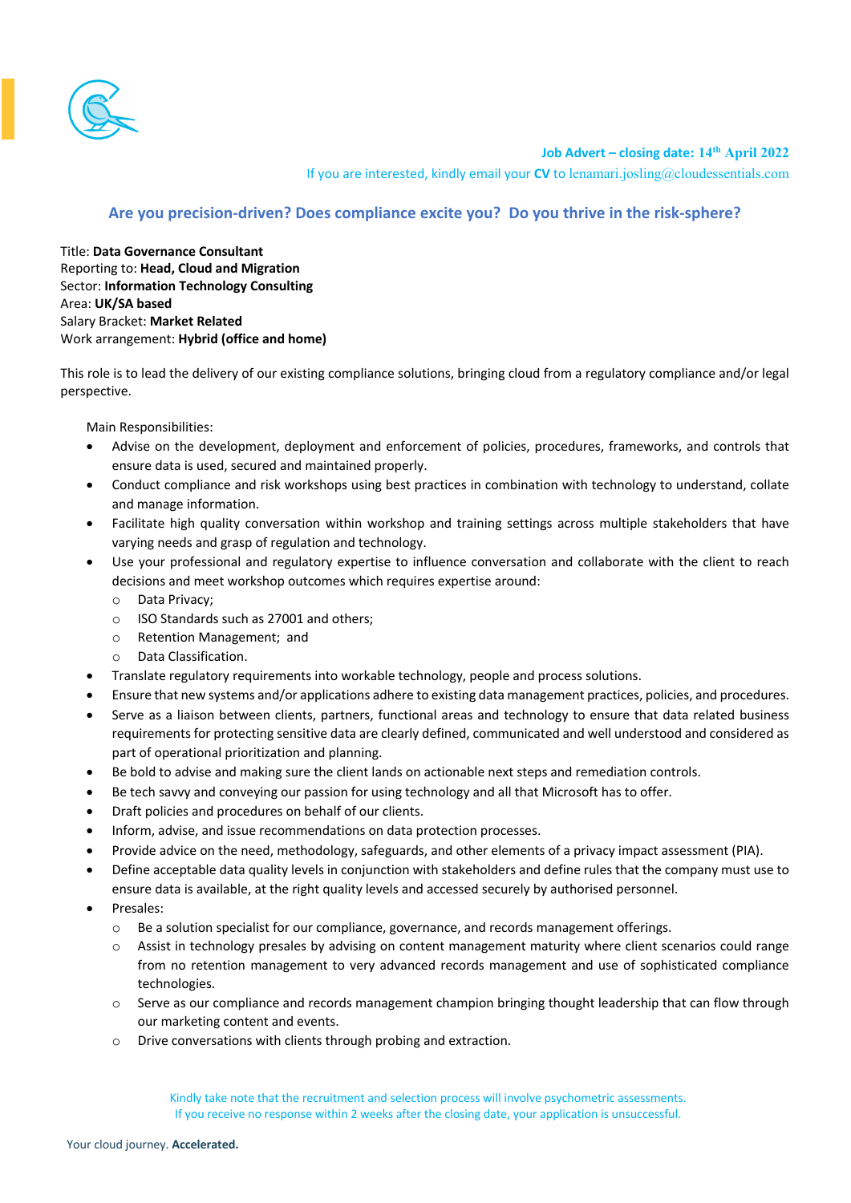**Job Advert – closing date: 14th April 2022**

If you are interested, kindly email your **CV** to lenamari.josling@cloudessentials.com

## Are you precision-driven? Does compliance excite you? Do you thrive in the risk-sphere?

Title: **Data Governance Consultant**
Reporting to: **Head, Cloud and Migration**
Sector: **Information Technology Consulting**
Area: **UK/SA based**
Salary Bracket: **Market Related**
Work arrangement: **Hybrid (office and home)**

This role is to lead the delivery of our existing compliance solutions, bringing cloud from a regulatory compliance and/or legal perspective.

Main Responsibilities:

- Advise on the development, deployment and enforcement of policies, procedures, frameworks, and controls that ensure data is used, secured and maintained properly.
- Conduct compliance and risk workshops using best practices in combination with technology to understand, collate and manage information.
- Facilitate high quality conversation within workshop and training settings across multiple stakeholders that have varying needs and grasp of regulation and technology.
- Use your professional and regulatory expertise to influence conversation and collaborate with the client to reach decisions and meet workshop outcomes which requires expertise around:
  - Data Privacy;
  - ISO Standards such as 27001 and others;
  - Retention Management; and
  - Data Classification.
- Translate regulatory requirements into workable technology, people and process solutions.
- Ensure that new systems and/or applications adhere to existing data management practices, policies, and procedures.
- Serve as a liaison between clients, partners, functional areas and technology to ensure that data related business requirements for protecting sensitive data are clearly defined, communicated and well understood and considered as part of operational prioritization and planning.
- Be bold to advise and making sure the client lands on actionable next steps and remediation controls.
- Be tech savvy and conveying our passion for using technology and all that Microsoft has to offer.
- Draft policies and procedures on behalf of our clients.
- Inform, advise, and issue recommendations on data protection processes.
- Provide advice on the need, methodology, safeguards, and other elements of a privacy impact assessment (PIA).
- Define acceptable data quality levels in conjunction with stakeholders and define rules that the company must use to ensure data is available, at the right quality levels and accessed securely by authorised personnel.
- Presales:
  - Be a solution specialist for our compliance, governance, and records management offerings.
  - Assist in technology presales by advising on content management maturity where client scenarios could range from no retention management to very advanced records management and use of sophisticated compliance technologies.
  - Serve as our compliance and records management champion bringing thought leadership that can flow through our marketing content and events.
  - Drive conversations with clients through probing and extraction.

Kindly take note that the recruitment and selection process will involve psychometric assessments.
If you receive no response within 2 weeks after the closing date, your application is unsuccessful.

Your cloud journey. **Accelerated.**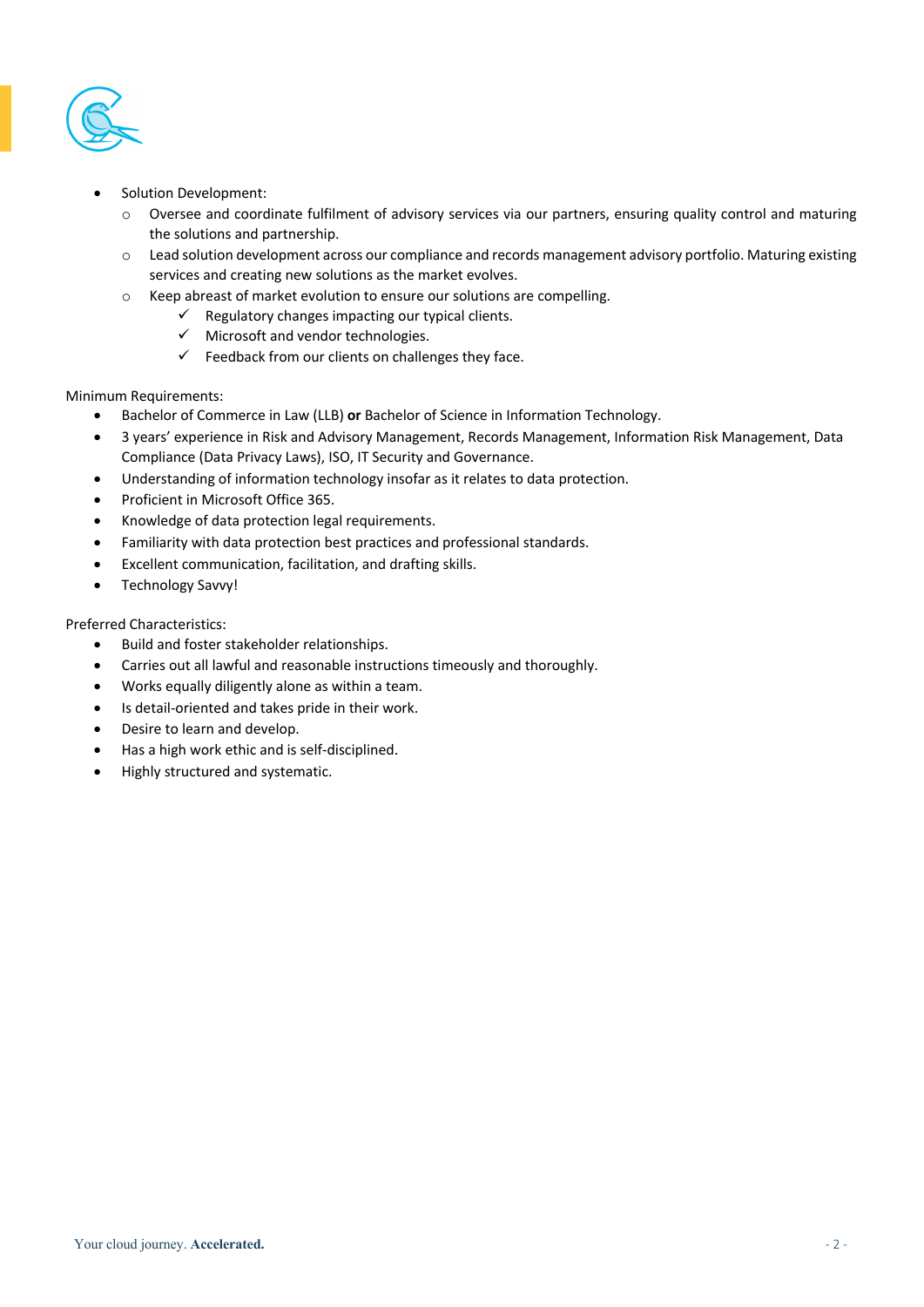- Solution Development:
  - Oversee and coordinate fulfilment of advisory services via our partners, ensuring quality control and maturing the solutions and partnership.
  - Lead solution development across our compliance and records management advisory portfolio. Maturing existing services and creating new solutions as the market evolves.
  - Keep abreast of market evolution to ensure our solutions are compelling.
    - ✓ Regulatory changes impacting our typical clients.
    - ✓ Microsoft and vendor technologies.
    - ✓ Feedback from our clients on challenges they face.

Minimum Requirements:

- Bachelor of Commerce in Law (LLB) **or** Bachelor of Science in Information Technology.
- 3 years' experience in Risk and Advisory Management, Records Management, Information Risk Management, Data Compliance (Data Privacy Laws), ISO, IT Security and Governance.
- Understanding of information technology insofar as it relates to data protection.
- Proficient in Microsoft Office 365.
- Knowledge of data protection legal requirements.
- Familiarity with data protection best practices and professional standards.
- Excellent communication, facilitation, and drafting skills.
- Technology Savvy!

Preferred Characteristics:

- Build and foster stakeholder relationships.
- Carries out all lawful and reasonable instructions timeously and thoroughly.
- Works equally diligently alone as within a team.
- Is detail-oriented and takes pride in their work.
- Desire to learn and develop.
- Has a high work ethic and is self-disciplined.
- Highly structured and systematic.